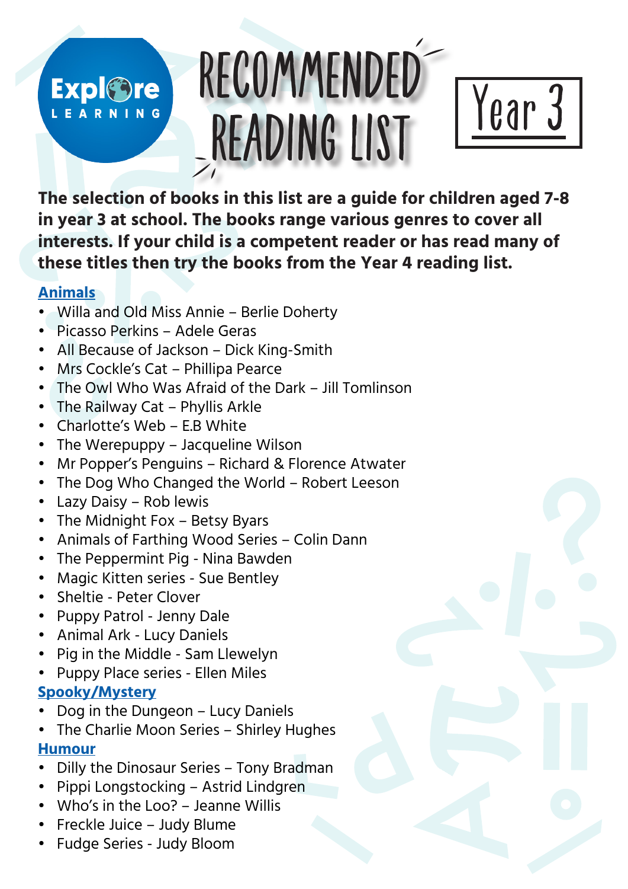Explore LEARNING

# RECOMMENDED READING LIST

## Year 3

**The selection of books in this list are a guide for children aged 7-8 in year 3 at school. The books range various genres to cover all interests. If your child is a competent reader or has read many of these titles then try the books from the Year 4 reading list.**

### Animals

- Willa and Old Miss Annie – Berlie Doherty
- Picasso Perkins – Adele Geras
- All Because of Jackson – Dick King-Smith
- Mrs Cockle's Cat – Phillipa Pearce
- The Owl Who Was Afraid of the Dark – Jill Tomlinson
- The Railway Cat – Phyllis Arkle
- Charlotte's Web – E.B White
- The Werepuppy – Jacqueline Wilson
- Mr Popper's Penguins – Richard & Florence Atwater
- The Dog Who Changed the World – Robert Leeson
- Lazy Daisy – Rob lewis
- The Midnight Fox – Betsy Byars
- Animals of Farthing Wood Series – Colin Dann
- The Peppermint Pig - Nina Bawden
- Magic Kitten series - Sue Bentley
- Sheltie - Peter Clover
- Puppy Patrol - Jenny Dale
- Animal Ark - Lucy Daniels
- Pig in the Middle - Sam Llewelyn
- Puppy Place series - Ellen Miles

### Spooky/Mystery

- Dog in the Dungeon – Lucy Daniels
- The Charlie Moon Series – Shirley Hughes

### Humour

- Dilly the Dinosaur Series – Tony Bradman
- Pippi Longstocking – Astrid Lindgren
- Who's in the Loo? – Jeanne Willis
- Freckle Juice – Judy Blume
- Fudge Series - Judy Bloom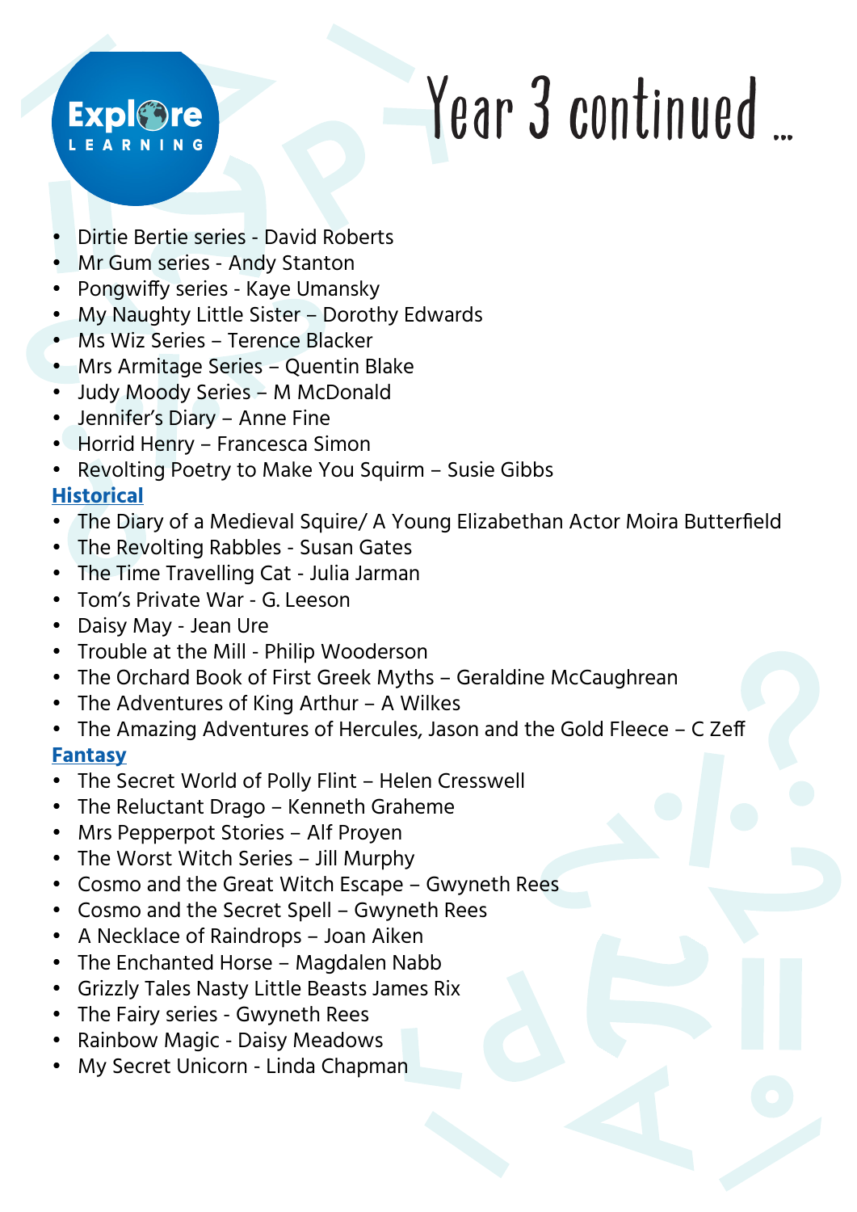# Year 3 continued ...

- Dirtie Bertie series - David Roberts
- Mr Gum series - Andy Stanton
- Pongwiffy series - Kaye Umansky
- My Naughty Little Sister – Dorothy Edwards
- Ms Wiz Series – Terence Blacker
- Mrs Armitage Series – Quentin Blake
- Judy Moody Series – M McDonald
- Jennifer's Diary – Anne Fine
- Horrid Henry – Francesca Simon
- Revolting Poetry to Make You Squirm – Susie Gibbs

**Historical**

- The Diary of a Medieval Squire/ A Young Elizabethan Actor Moira Butterfield
- The Revolting Rabbles - Susan Gates
- The Time Travelling Cat - Julia Jarman
- Tom's Private War - G. Leeson
- Daisy May - Jean Ure
- Trouble at the Mill - Philip Wooderson
- The Orchard Book of First Greek Myths – Geraldine McCaughrean
- The Adventures of King Arthur – A Wilkes
- The Amazing Adventures of Hercules, Jason and the Gold Fleece – C Zeff

**Fantasy**

- The Secret World of Polly Flint – Helen Cresswell
- The Reluctant Drago – Kenneth Graheme
- Mrs Pepperpot Stories – Alf Proyen
- The Worst Witch Series – Jill Murphy
- Cosmo and the Great Witch Escape – Gwyneth Rees
- Cosmo and the Secret Spell – Gwyneth Rees
- A Necklace of Raindrops – Joan Aiken
- The Enchanted Horse – Magdalen Nabb
- Grizzly Tales Nasty Little Beasts James Rix
- The Fairy series - Gwyneth Rees
- Rainbow Magic - Daisy Meadows
- My Secret Unicorn - Linda Chapman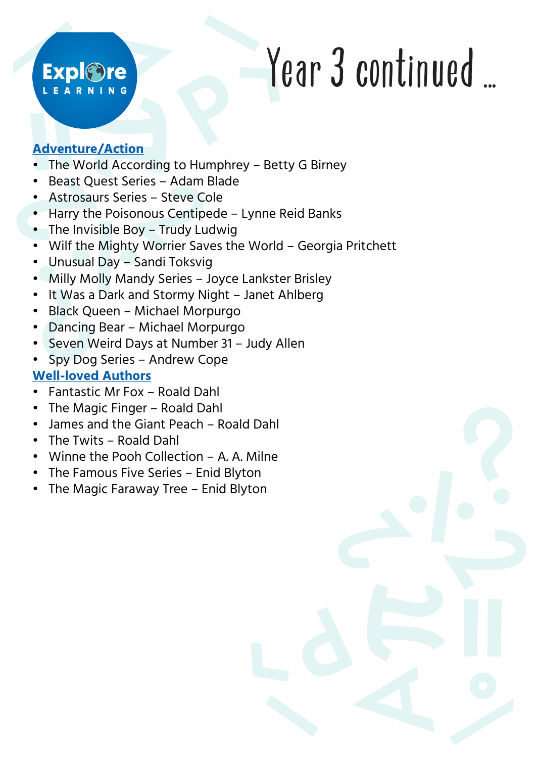Explore LEARNING

# Year 3 continued ...

**Adventure/Action**

- The World According to Humphrey – Betty G Birney
- Beast Quest Series – Adam Blade
- Astrosaurs Series – Steve Cole
- Harry the Poisonous Centipede – Lynne Reid Banks
- The Invisible Boy – Trudy Ludwig
- Wilf the Mighty Worrier Saves the World – Georgia Pritchett
- Unusual Day – Sandi Toksvig
- Milly Molly Mandy Series – Joyce Lankster Brisley
- It Was a Dark and Stormy Night – Janet Ahlberg
- Black Queen – Michael Morpurgo
- Dancing Bear – Michael Morpurgo
- Seven Weird Days at Number 31 – Judy Allen
- Spy Dog Series – Andrew Cope

**Well-loved Authors**

- Fantastic Mr Fox – Roald Dahl
- The Magic Finger – Roald Dahl
- James and the Giant Peach – Roald Dahl
- The Twits – Roald Dahl
- Winne the Pooh Collection – A. A. Milne
- The Famous Five Series – Enid Blyton
- The Magic Faraway Tree – Enid Blyton